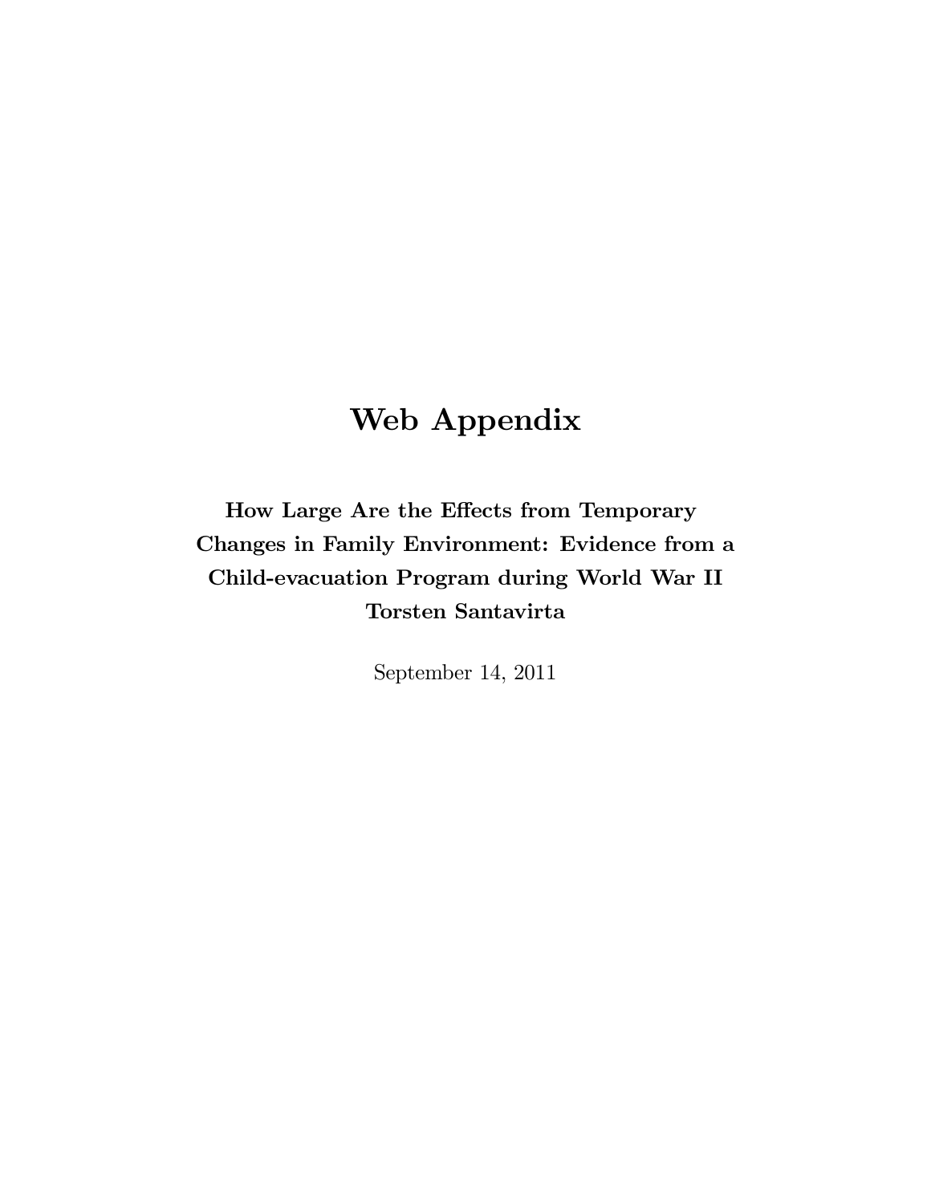# Web Appendix

**How Large Are the Effects from Temporary Changes in Family Environment: Evidence from a Child-evacuation Program during World War II**

**Torsten Santavirta**

September 14, 2011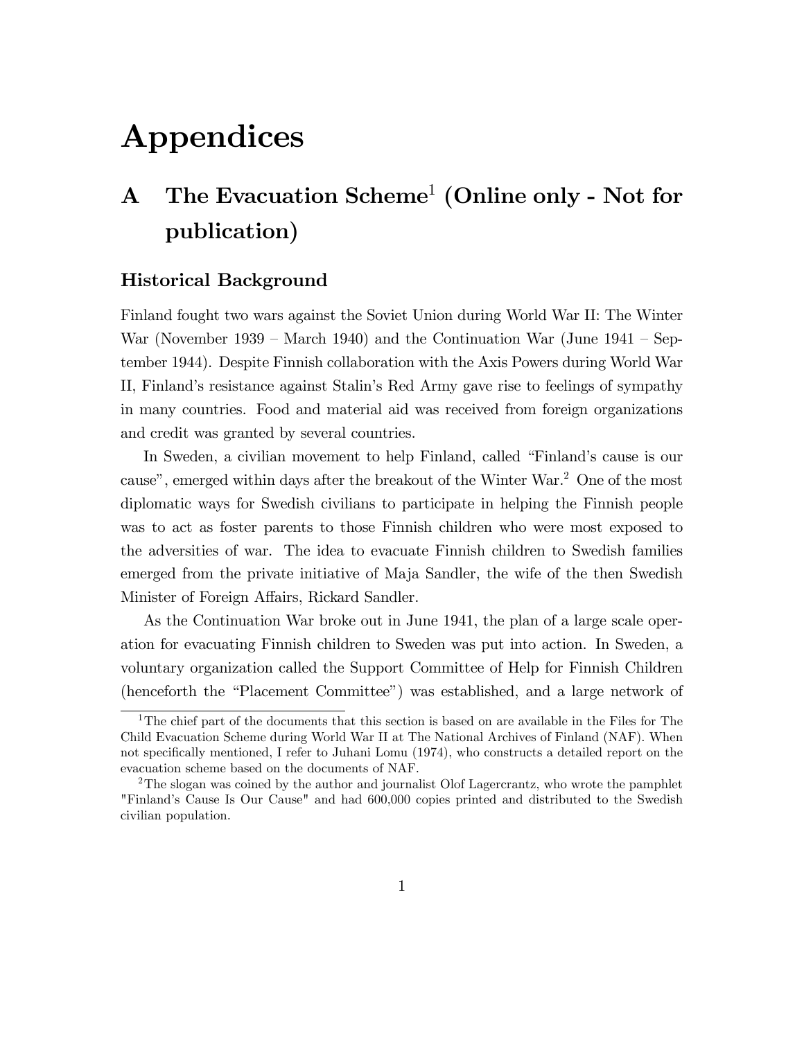# Appendices

## A The Evacuation Scheme[1] (Online only - Not for publication)

### Historical Background

Finland fought two wars against the Soviet Union during World War II: The Winter War (November 1939 – March 1940) and the Continuation War (June 1941 – September 1944). Despite Finnish collaboration with the Axis Powers during World War II, Finland's resistance against Stalin's Red Army gave rise to feelings of sympathy in many countries. Food and material aid was received from foreign organizations and credit was granted by several countries.

In Sweden, a civilian movement to help Finland, called "Finland's cause is our cause", emerged within days after the breakout of the Winter War.[2] One of the most diplomatic ways for Swedish civilians to participate in helping the Finnish people was to act as foster parents to those Finnish children who were most exposed to the adversities of war. The idea to evacuate Finnish children to Swedish families emerged from the private initiative of Maja Sandler, the wife of the then Swedish Minister of Foreign Affairs, Rickard Sandler.

As the Continuation War broke out in June 1941, the plan of a large scale operation for evacuating Finnish children to Sweden was put into action. In Sweden, a voluntary organization called the Support Committee of Help for Finnish Children (henceforth the "Placement Committee") was established, and a large network of

[1] The chief part of the documents that this section is based on are available in the Files for The Child Evacuation Scheme during World War II at The National Archives of Finland (NAF). When not specifically mentioned, I refer to Juhani Lomu (1974), who constructs a detailed report on the evacuation scheme based on the documents of NAF.

[2] The slogan was coined by the author and journalist Olof Lagercrantz, who wrote the pamphlet "Finland's Cause Is Our Cause" and had 600,000 copies printed and distributed to the Swedish civilian population.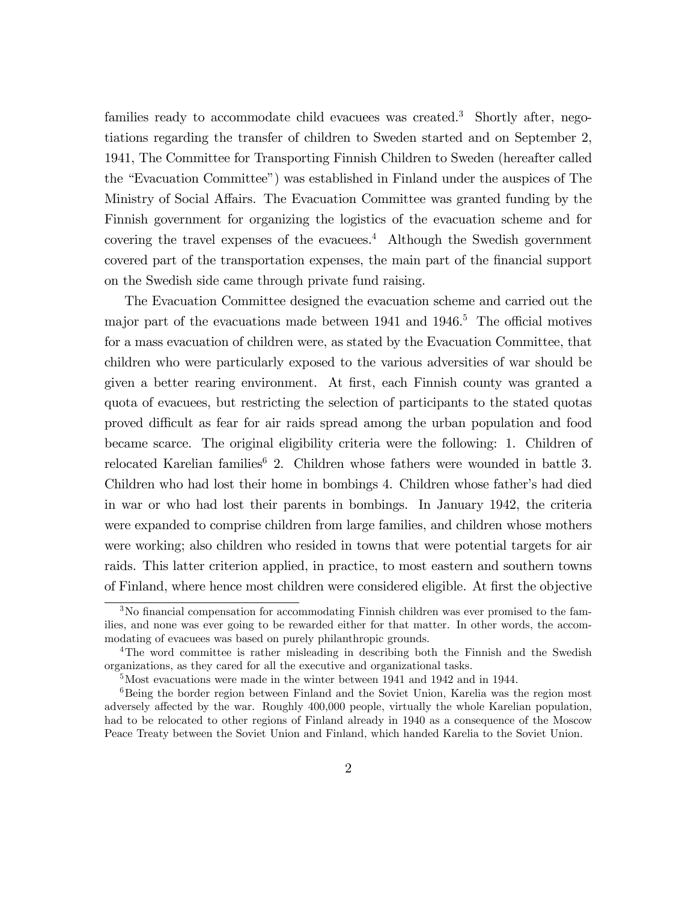families ready to accommodate child evacuees was created.[3] Shortly after, negotiations regarding the transfer of children to Sweden started and on September 2, 1941, The Committee for Transporting Finnish Children to Sweden (hereafter called the "Evacuation Committee") was established in Finland under the auspices of The Ministry of Social Affairs. The Evacuation Committee was granted funding by the Finnish government for organizing the logistics of the evacuation scheme and for covering the travel expenses of the evacuees.[4] Although the Swedish government covered part of the transportation expenses, the main part of the financial support on the Swedish side came through private fund raising.

The Evacuation Committee designed the evacuation scheme and carried out the major part of the evacuations made between 1941 and 1946.[5] The official motives for a mass evacuation of children were, as stated by the Evacuation Committee, that children who were particularly exposed to the various adversities of war should be given a better rearing environment. At first, each Finnish county was granted a quota of evacuees, but restricting the selection of participants to the stated quotas proved difficult as fear for air raids spread among the urban population and food became scarce. The original eligibility criteria were the following: 1. Children of relocated Karelian families[6] 2. Children whose fathers were wounded in battle 3. Children who had lost their home in bombings 4. Children whose father's had died in war or who had lost their parents in bombings. In January 1942, the criteria were expanded to comprise children from large families, and children whose mothers were working; also children who resided in towns that were potential targets for air raids. This latter criterion applied, in practice, to most eastern and southern towns of Finland, where hence most children were considered eligible. At first the objective

[3] No financial compensation for accommodating Finnish children was ever promised to the families, and none was ever going to be rewarded either for that matter. In other words, the accommodating of evacuees was based on purely philanthropic grounds.

[4] The word committee is rather misleading in describing both the Finnish and the Swedish organizations, as they cared for all the executive and organizational tasks.

[5] Most evacuations were made in the winter between 1941 and 1942 and in 1944.

[6] Being the border region between Finland and the Soviet Union, Karelia was the region most adversely affected by the war. Roughly 400,000 people, virtually the whole Karelian population, had to be relocated to other regions of Finland already in 1940 as a consequence of the Moscow Peace Treaty between the Soviet Union and Finland, which handed Karelia to the Soviet Union.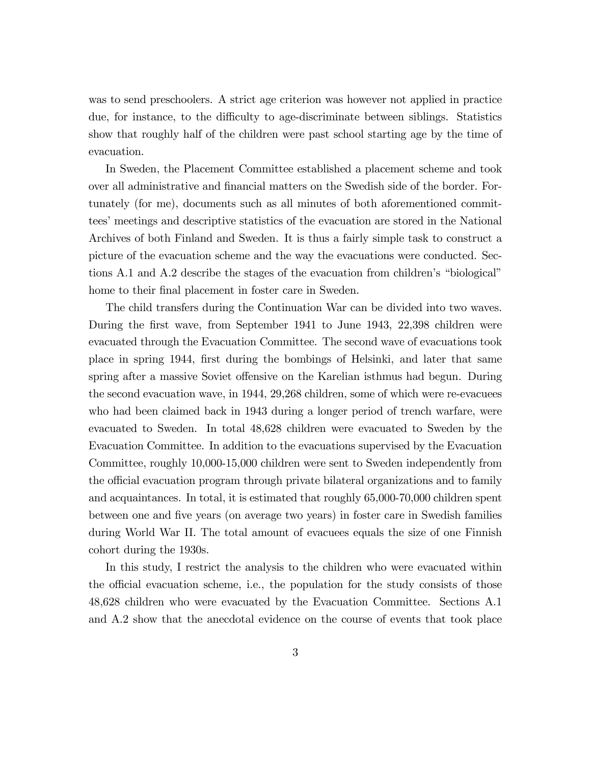was to send preschoolers. A strict age criterion was however not applied in practice due, for instance, to the difficulty to age-discriminate between siblings. Statistics show that roughly half of the children were past school starting age by the time of evacuation.

In Sweden, the Placement Committee established a placement scheme and took over all administrative and financial matters on the Swedish side of the border. Fortunately (for me), documents such as all minutes of both aforementioned committees' meetings and descriptive statistics of the evacuation are stored in the National Archives of both Finland and Sweden. It is thus a fairly simple task to construct a picture of the evacuation scheme and the way the evacuations were conducted. Sections A.1 and A.2 describe the stages of the evacuation from children's "biological" home to their final placement in foster care in Sweden.

The child transfers during the Continuation War can be divided into two waves. During the first wave, from September 1941 to June 1943, 22,398 children were evacuated through the Evacuation Committee. The second wave of evacuations took place in spring 1944, first during the bombings of Helsinki, and later that same spring after a massive Soviet offensive on the Karelian isthmus had begun. During the second evacuation wave, in 1944, 29,268 children, some of which were re-evacuees who had been claimed back in 1943 during a longer period of trench warfare, were evacuated to Sweden. In total 48,628 children were evacuated to Sweden by the Evacuation Committee. In addition to the evacuations supervised by the Evacuation Committee, roughly 10,000-15,000 children were sent to Sweden independently from the official evacuation program through private bilateral organizations and to family and acquaintances. In total, it is estimated that roughly 65,000-70,000 children spent between one and five years (on average two years) in foster care in Swedish families during World War II. The total amount of evacuees equals the size of one Finnish cohort during the 1930s.

In this study, I restrict the analysis to the children who were evacuated within the official evacuation scheme, i.e., the population for the study consists of those 48,628 children who were evacuated by the Evacuation Committee. Sections A.1 and A.2 show that the anecdotal evidence on the course of events that took place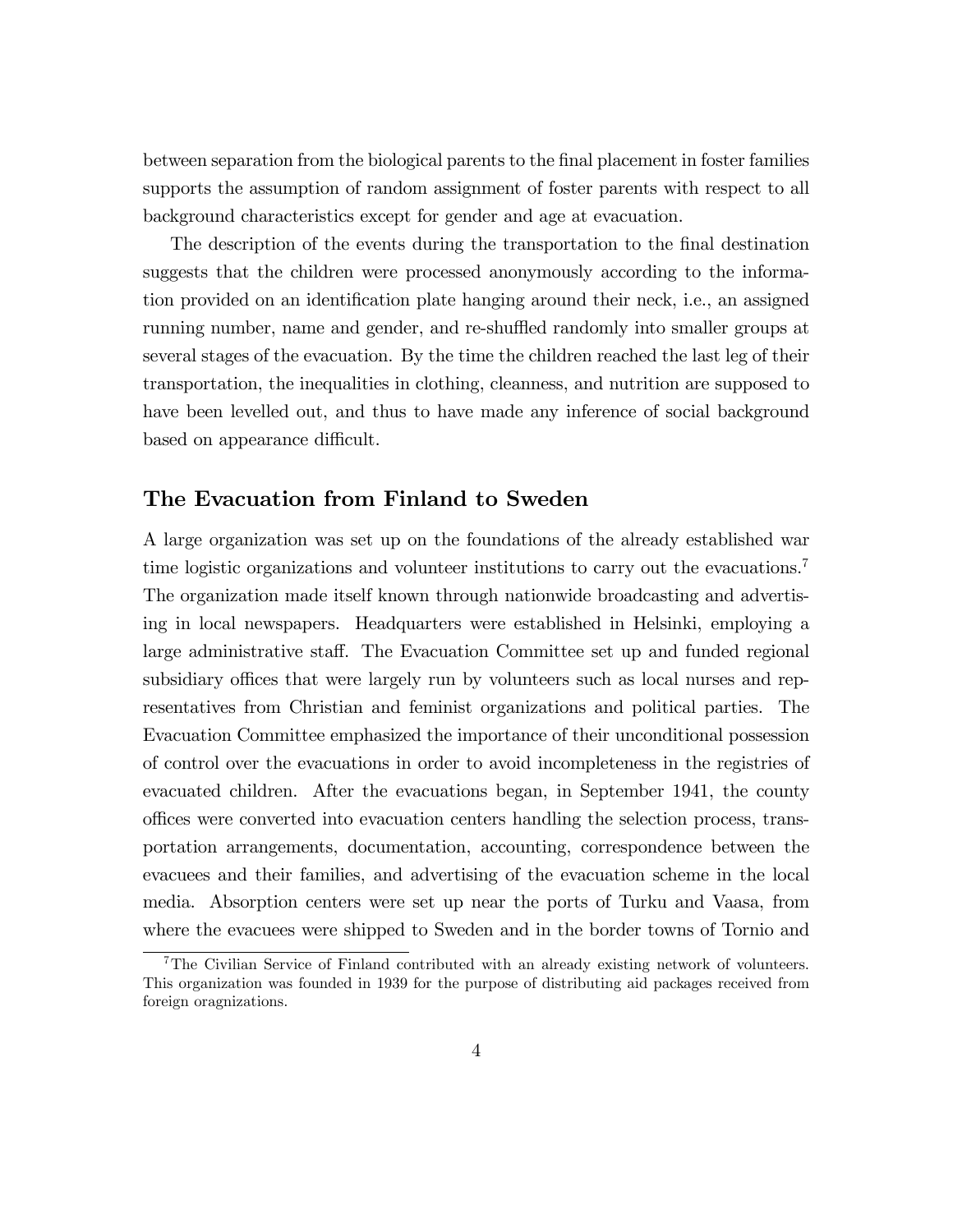between separation from the biological parents to the final placement in foster families supports the assumption of random assignment of foster parents with respect to all background characteristics except for gender and age at evacuation.

The description of the events during the transportation to the final destination suggests that the children were processed anonymously according to the information provided on an identification plate hanging around their neck, i.e., an assigned running number, name and gender, and re-shuffled randomly into smaller groups at several stages of the evacuation. By the time the children reached the last leg of their transportation, the inequalities in clothing, cleanness, and nutrition are supposed to have been levelled out, and thus to have made any inference of social background based on appearance difficult.

## The Evacuation from Finland to Sweden

A large organization was set up on the foundations of the already established war time logistic organizations and volunteer institutions to carry out the evacuations.[7] The organization made itself known through nationwide broadcasting and advertising in local newspapers. Headquarters were established in Helsinki, employing a large administrative staff. The Evacuation Committee set up and funded regional subsidiary offices that were largely run by volunteers such as local nurses and representatives from Christian and feminist organizations and political parties. The Evacuation Committee emphasized the importance of their unconditional possession of control over the evacuations in order to avoid incompleteness in the registries of evacuated children. After the evacuations began, in September 1941, the county offices were converted into evacuation centers handling the selection process, transportation arrangements, documentation, accounting, correspondence between the evacuees and their families, and advertising of the evacuation scheme in the local media. Absorption centers were set up near the ports of Turku and Vaasa, from where the evacuees were shipped to Sweden and in the border towns of Tornio and

[7] The Civilian Service of Finland contributed with an already existing network of volunteers. This organization was founded in 1939 for the purpose of distributing aid packages received from foreign oragnizations.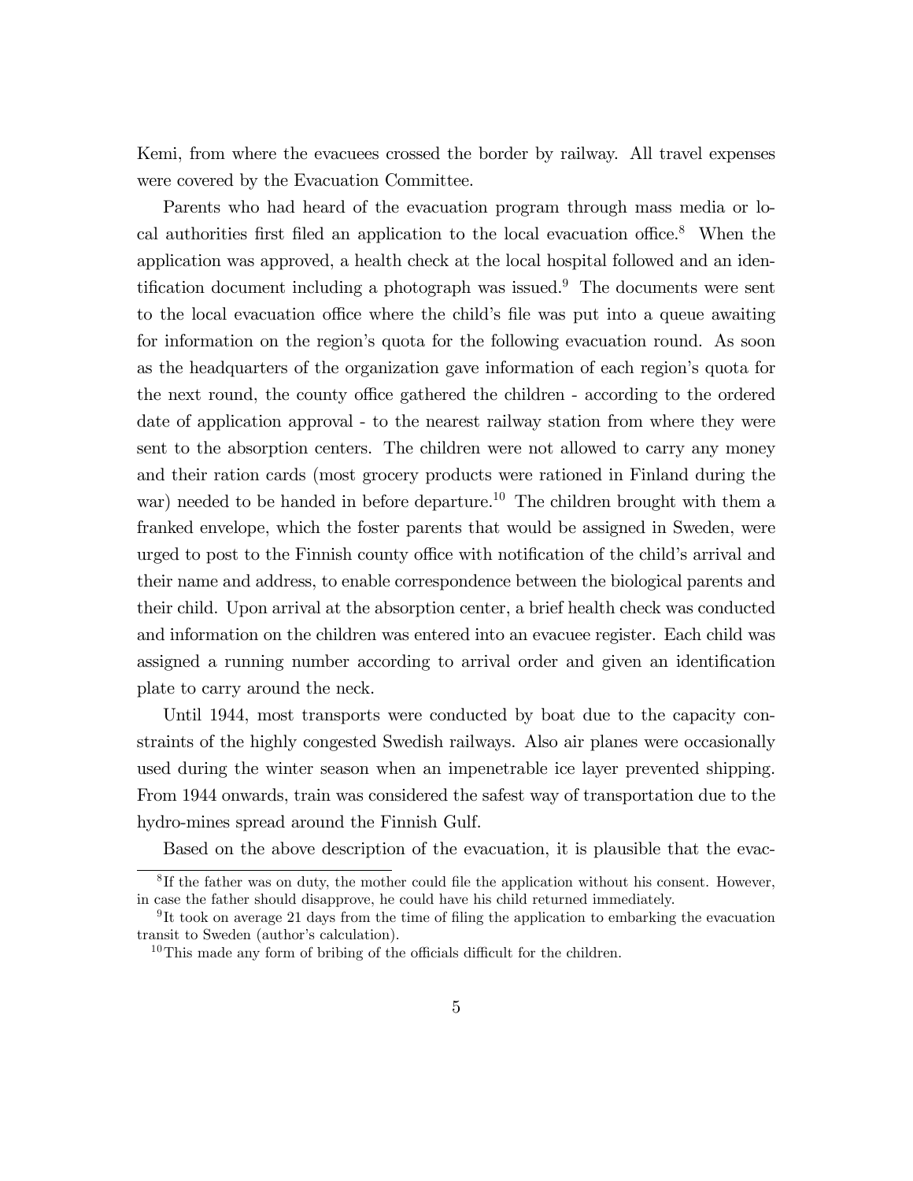Kemi, from where the evacuees crossed the border by railway. All travel expenses were covered by the Evacuation Committee.

Parents who had heard of the evacuation program through mass media or local authorities first filed an application to the local evacuation office.[8] When the application was approved, a health check at the local hospital followed and an identification document including a photograph was issued.[9] The documents were sent to the local evacuation office where the child's file was put into a queue awaiting for information on the region's quota for the following evacuation round. As soon as the headquarters of the organization gave information of each region's quota for the next round, the county office gathered the children - according to the ordered date of application approval - to the nearest railway station from where they were sent to the absorption centers. The children were not allowed to carry any money and their ration cards (most grocery products were rationed in Finland during the war) needed to be handed in before departure.[10] The children brought with them a franked envelope, which the foster parents that would be assigned in Sweden, were urged to post to the Finnish county office with notification of the child's arrival and their name and address, to enable correspondence between the biological parents and their child. Upon arrival at the absorption center, a brief health check was conducted and information on the children was entered into an evacuee register. Each child was assigned a running number according to arrival order and given an identification plate to carry around the neck.

Until 1944, most transports were conducted by boat due to the capacity constraints of the highly congested Swedish railways. Also air planes were occasionally used during the winter season when an impenetrable ice layer prevented shipping. From 1944 onwards, train was considered the safest way of transportation due to the hydro-mines spread around the Finnish Gulf.

Based on the above description of the evacuation, it is plausible that the evac-

[8] If the father was on duty, the mother could file the application without his consent. However, in case the father should disapprove, he could have his child returned immediately.

[9] It took on average 21 days from the time of filing the application to embarking the evacuation transit to Sweden (author's calculation).

[10] This made any form of bribing of the officials difficult for the children.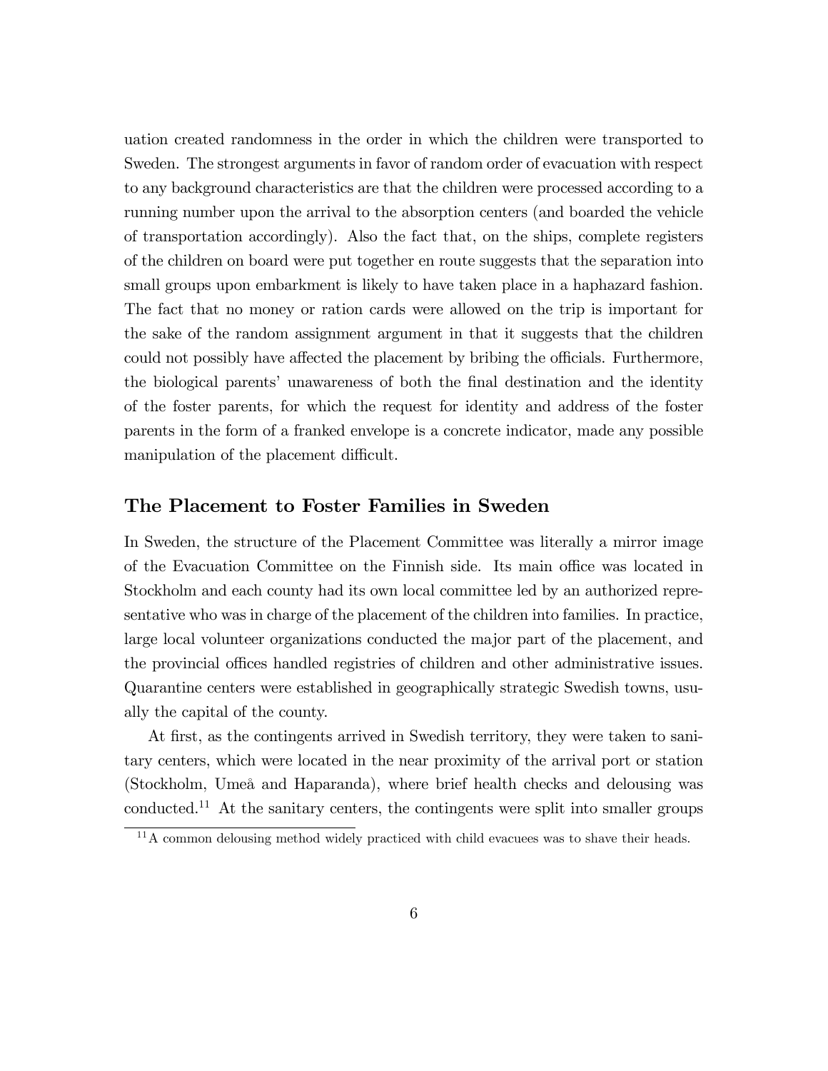uation created randomness in the order in which the children were transported to Sweden. The strongest arguments in favor of random order of evacuation with respect to any background characteristics are that the children were processed according to a running number upon the arrival to the absorption centers (and boarded the vehicle of transportation accordingly). Also the fact that, on the ships, complete registers of the children on board were put together en route suggests that the separation into small groups upon embarkment is likely to have taken place in a haphazard fashion. The fact that no money or ration cards were allowed on the trip is important for the sake of the random assignment argument in that it suggests that the children could not possibly have affected the placement by bribing the officials. Furthermore, the biological parents' unawareness of both the final destination and the identity of the foster parents, for which the request for identity and address of the foster parents in the form of a franked envelope is a concrete indicator, made any possible manipulation of the placement difficult.

## The Placement to Foster Families in Sweden

In Sweden, the structure of the Placement Committee was literally a mirror image of the Evacuation Committee on the Finnish side. Its main office was located in Stockholm and each county had its own local committee led by an authorized representative who was in charge of the placement of the children into families. In practice, large local volunteer organizations conducted the major part of the placement, and the provincial offices handled registries of children and other administrative issues. Quarantine centers were established in geographically strategic Swedish towns, usually the capital of the county.

At first, as the contingents arrived in Swedish territory, they were taken to sanitary centers, which were located in the near proximity of the arrival port or station (Stockholm, Umeå and Haparanda), where brief health checks and delousing was conducted.[11] At the sanitary centers, the contingents were split into smaller groups

[11] A common delousing method widely practiced with child evacuees was to shave their heads.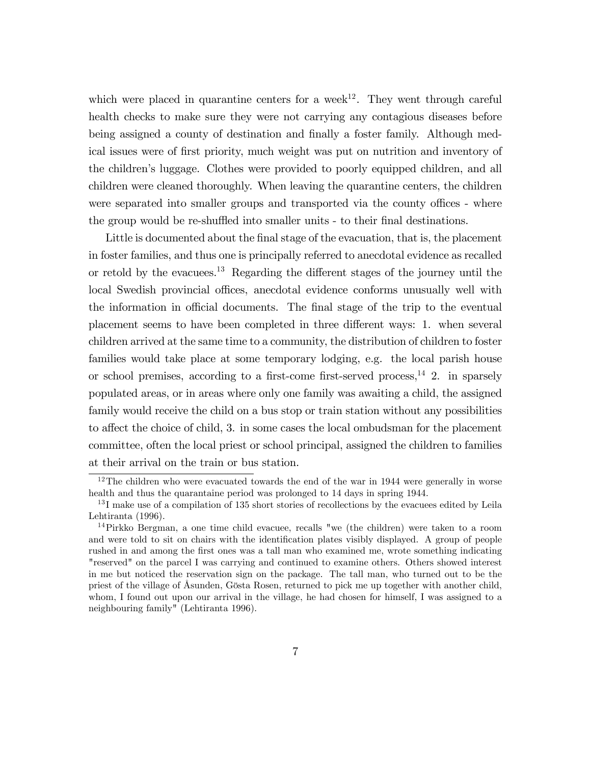which were placed in quarantine centers for a week[12]. They went through careful health checks to make sure they were not carrying any contagious diseases before being assigned a county of destination and finally a foster family. Although medical issues were of first priority, much weight was put on nutrition and inventory of the children's luggage. Clothes were provided to poorly equipped children, and all children were cleaned thoroughly. When leaving the quarantine centers, the children were separated into smaller groups and transported via the county offices - where the group would be re-shuffled into smaller units - to their final destinations.

Little is documented about the final stage of the evacuation, that is, the placement in foster families, and thus one is principally referred to anecdotal evidence as recalled or retold by the evacuees.[13] Regarding the different stages of the journey until the local Swedish provincial offices, anecdotal evidence conforms unusually well with the information in official documents. The final stage of the trip to the eventual placement seems to have been completed in three different ways: 1. when several children arrived at the same time to a community, the distribution of children to foster families would take place at some temporary lodging, e.g. the local parish house or school premises, according to a first-come first-served process,[14] 2. in sparsely populated areas, or in areas where only one family was awaiting a child, the assigned family would receive the child on a bus stop or train station without any possibilities to affect the choice of child, 3. in some cases the local ombudsman for the placement committee, often the local priest or school principal, assigned the children to families at their arrival on the train or bus station.

---

[12] The children who were evacuated towards the end of the war in 1944 were generally in worse health and thus the quarantaine period was prolonged to 14 days in spring 1944.

[13] I make use of a compilation of 135 short stories of recollections by the evacuees edited by Leila Lehtiranta (1996).

[14] Pirkko Bergman, a one time child evacuee, recalls "we (the children) were taken to a room and were told to sit on chairs with the identification plates visibly displayed. A group of people rushed in and among the first ones was a tall man who examined me, wrote something indicating "reserved" on the parcel I was carrying and continued to examine others. Others showed interest in me but noticed the reservation sign on the package. The tall man, who turned out to be the priest of the village of Åsunden, Gösta Rosen, returned to pick me up together with another child, whom, I found out upon our arrival in the village, he had chosen for himself, I was assigned to a neighbouring family" (Lehtiranta 1996).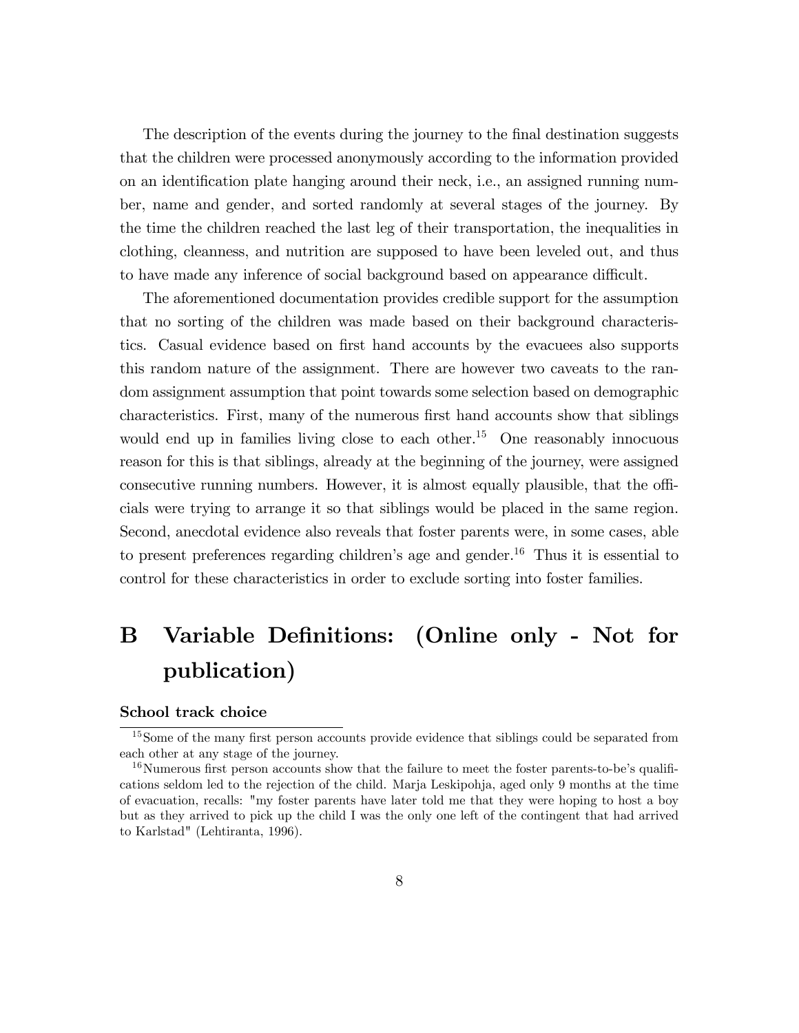The description of the events during the journey to the final destination suggests that the children were processed anonymously according to the information provided on an identification plate hanging around their neck, i.e., an assigned running number, name and gender, and sorted randomly at several stages of the journey. By the time the children reached the last leg of their transportation, the inequalities in clothing, cleanness, and nutrition are supposed to have been leveled out, and thus to have made any inference of social background based on appearance difficult.

The aforementioned documentation provides credible support for the assumption that no sorting of the children was made based on their background characteristics. Casual evidence based on first hand accounts by the evacuees also supports this random nature of the assignment. There are however two caveats to the random assignment assumption that point towards some selection based on demographic characteristics. First, many of the numerous first hand accounts show that siblings would end up in families living close to each other.[15] One reasonably innocuous reason for this is that siblings, already at the beginning of the journey, were assigned consecutive running numbers. However, it is almost equally plausible, that the officials were trying to arrange it so that siblings would be placed in the same region. Second, anecdotal evidence also reveals that foster parents were, in some cases, able to present preferences regarding children's age and gender.[16] Thus it is essential to control for these characteristics in order to exclude sorting into foster families.

# B Variable Definitions: (Online only - Not for publication)

**School track choice**

---

[15] Some of the many first person accounts provide evidence that siblings could be separated from each other at any stage of the journey.

[16] Numerous first person accounts show that the failure to meet the foster parents-to-be's qualifications seldom led to the rejection of the child. Marja Leskipohja, aged only 9 months at the time of evacuation, recalls: "my foster parents have later told me that they were hoping to host a boy but as they arrived to pick up the child I was the only one left of the contingent that had arrived to Karlstad" (Lehtiranta, 1996).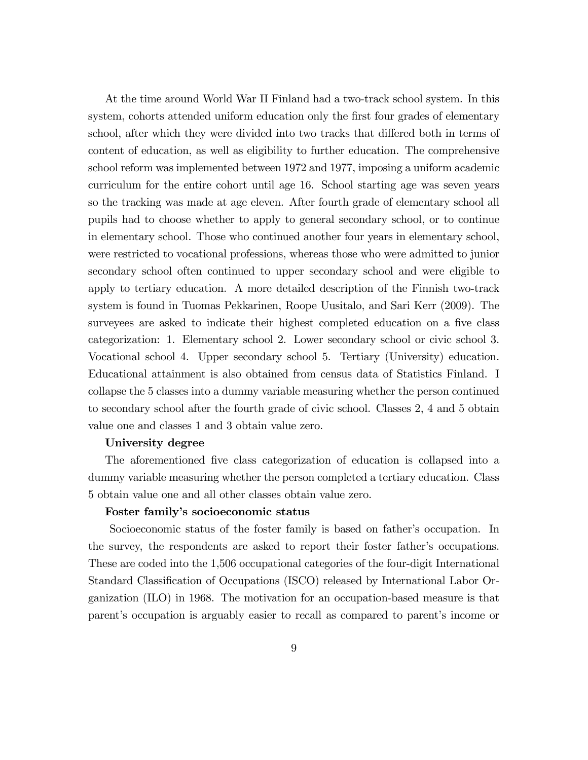At the time around World War II Finland had a two-track school system. In this system, cohorts attended uniform education only the first four grades of elementary school, after which they were divided into two tracks that differed both in terms of content of education, as well as eligibility to further education. The comprehensive school reform was implemented between 1972 and 1977, imposing a uniform academic curriculum for the entire cohort until age 16. School starting age was seven years so the tracking was made at age eleven. After fourth grade of elementary school all pupils had to choose whether to apply to general secondary school, or to continue in elementary school. Those who continued another four years in elementary school, were restricted to vocational professions, whereas those who were admitted to junior secondary school often continued to upper secondary school and were eligible to apply to tertiary education. A more detailed description of the Finnish two-track system is found in Tuomas Pekkarinen, Roope Uusitalo, and Sari Kerr (2009). The surveyees are asked to indicate their highest completed education on a five class categorization: 1. Elementary school 2. Lower secondary school or civic school 3. Vocational school 4. Upper secondary school 5. Tertiary (University) education. Educational attainment is also obtained from census data of Statistics Finland. I collapse the 5 classes into a dummy variable measuring whether the person continued to secondary school after the fourth grade of civic school. Classes 2, 4 and 5 obtain value one and classes 1 and 3 obtain value zero.

**University degree**

The aforementioned five class categorization of education is collapsed into a dummy variable measuring whether the person completed a tertiary education. Class 5 obtain value one and all other classes obtain value zero.

**Foster family's socioeconomic status**

Socioeconomic status of the foster family is based on father's occupation. In the survey, the respondents are asked to report their foster father's occupations. These are coded into the 1,506 occupational categories of the four-digit International Standard Classification of Occupations (ISCO) released by International Labor Organization (ILO) in 1968. The motivation for an occupation-based measure is that parent's occupation is arguably easier to recall as compared to parent's income or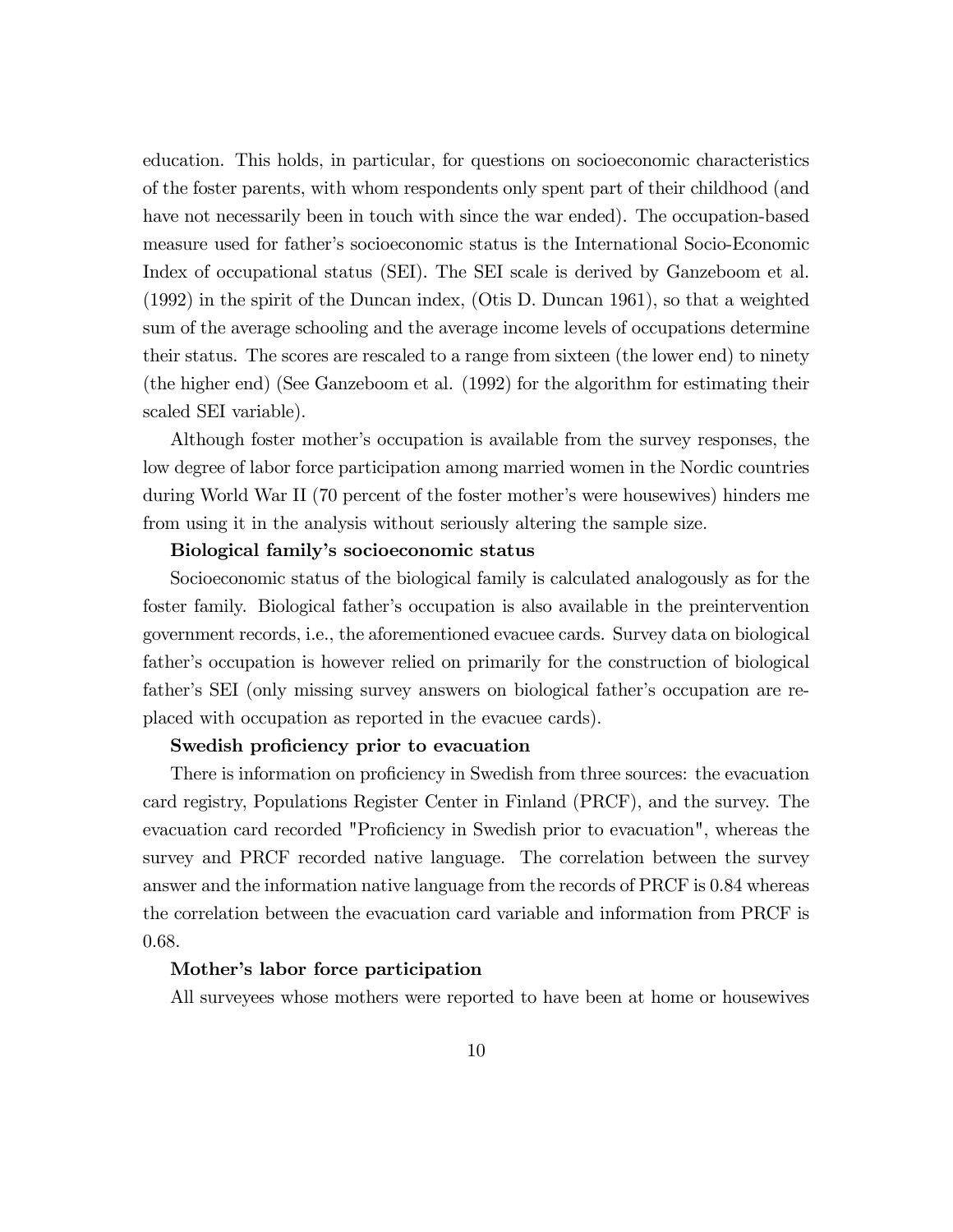education. This holds, in particular, for questions on socioeconomic characteristics of the foster parents, with whom respondents only spent part of their childhood (and have not necessarily been in touch with since the war ended). The occupation-based measure used for father's socioeconomic status is the International Socio-Economic Index of occupational status (SEI). The SEI scale is derived by Ganzeboom et al. (1992) in the spirit of the Duncan index, (Otis D. Duncan 1961), so that a weighted sum of the average schooling and the average income levels of occupations determine their status. The scores are rescaled to a range from sixteen (the lower end) to ninety (the higher end) (See Ganzeboom et al. (1992) for the algorithm for estimating their scaled SEI variable).

Although foster mother's occupation is available from the survey responses, the low degree of labor force participation among married women in the Nordic countries during World War II (70 percent of the foster mother's were housewives) hinders me from using it in the analysis without seriously altering the sample size.

**Biological family's socioeconomic status**

Socioeconomic status of the biological family is calculated analogously as for the foster family. Biological father's occupation is also available in the preintervention government records, i.e., the aforementioned evacuee cards. Survey data on biological father's occupation is however relied on primarily for the construction of biological father's SEI (only missing survey answers on biological father's occupation are replaced with occupation as reported in the evacuee cards).

**Swedish proficiency prior to evacuation**

There is information on proficiency in Swedish from three sources: the evacuation card registry, Populations Register Center in Finland (PRCF), and the survey. The evacuation card recorded "Proficiency in Swedish prior to evacuation", whereas the survey and PRCF recorded native language. The correlation between the survey answer and the information native language from the records of PRCF is 0.84 whereas the correlation between the evacuation card variable and information from PRCF is 0.68.

**Mother's labor force participation**

All surveyees whose mothers were reported to have been at home or housewives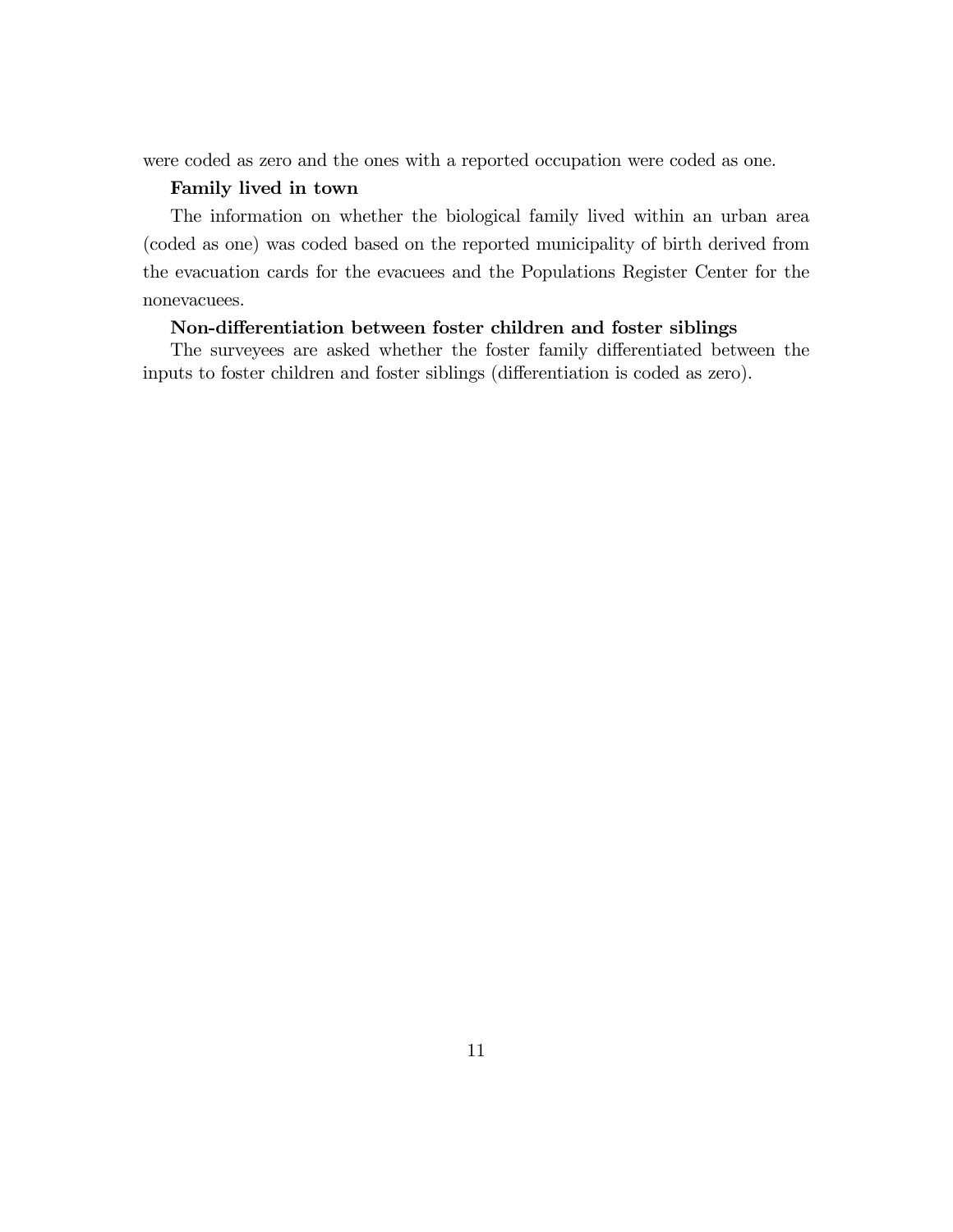were coded as zero and the ones with a reported occupation were coded as one.

**Family lived in town**

The information on whether the biological family lived within an urban area (coded as one) was coded based on the reported municipality of birth derived from the evacuation cards for the evacuees and the Populations Register Center for the nonevacuees.

**Non-differentiation between foster children and foster siblings**

The surveyees are asked whether the foster family differentiated between the inputs to foster children and foster siblings (differentiation is coded as zero).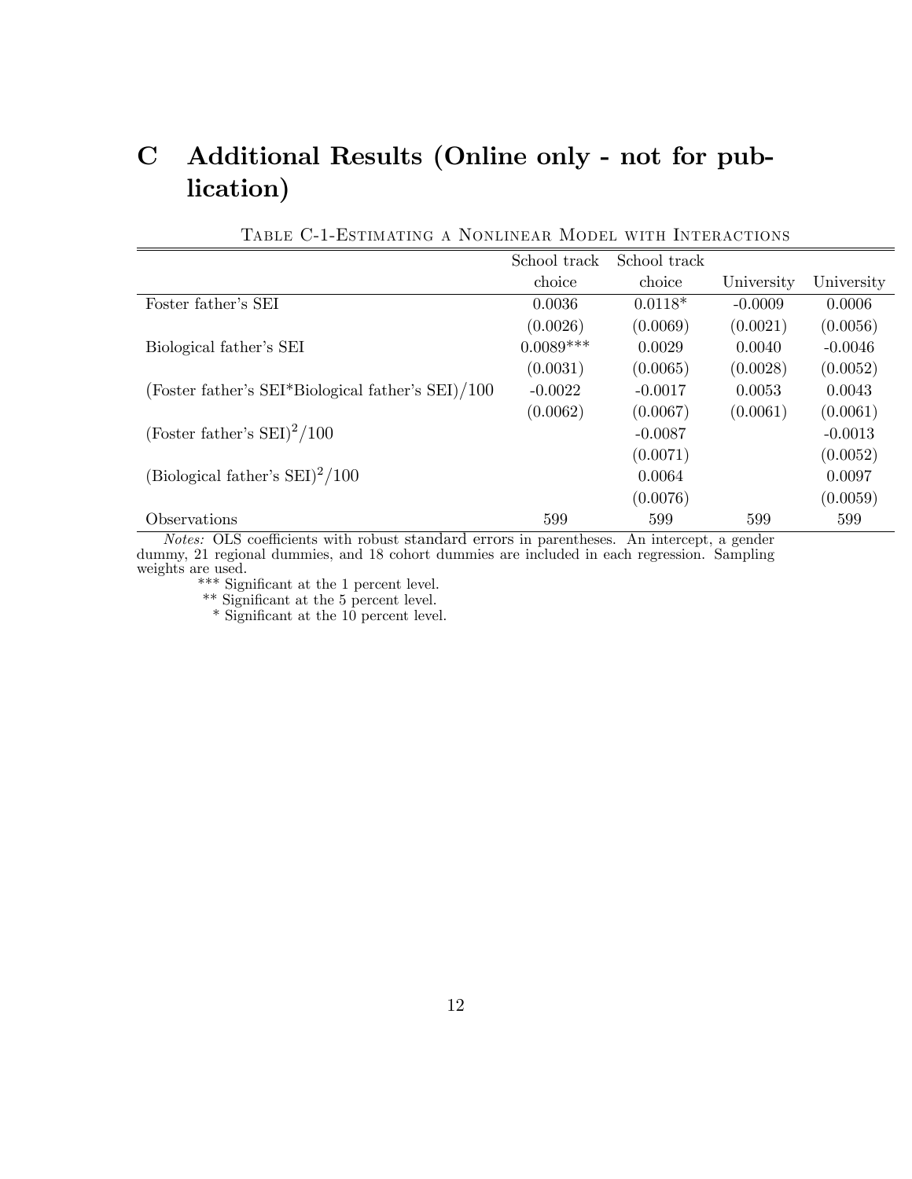# C Additional Results (Online only - not for publication)

Table C-1-Estimating a Nonlinear Model with Interactions

| | School track choice | School track choice | University | University |
|---|---|---|---|---|
| Foster father's SEI | 0.0036 | 0.0118* | -0.0009 | 0.0006 |
| | (0.0026) | (0.0069) | (0.0021) | (0.0056) |
| Biological father's SEI | 0.0089*** | 0.0029 | 0.0040 | -0.0046 |
| | (0.0031) | (0.0065) | (0.0028) | (0.0052) |
| (Foster father's SEI*Biological father's SEI)/100 | -0.0022 | -0.0017 | 0.0053 | 0.0043 |
| | (0.0062) | (0.0067) | (0.0061) | (0.0061) |
| (Foster father's SEI)$^2$/100 | | -0.0087 | | -0.0013 |
| | | (0.0071) | | (0.0052) |
| (Biological father's SEI)$^2$/100 | | 0.0064 | | 0.0097 |
| | | (0.0076) | | (0.0059) |
| Observations | 599 | 599 | 599 | 599 |

*Notes:* OLS coefficients with robust standard errors in parentheses. An intercept, a gender dummy, 21 regional dummies, and 18 cohort dummies are included in each regression. Sampling weights are used.

*** Significant at the 1 percent level.

** Significant at the 5 percent level.

* Significant at the 10 percent level.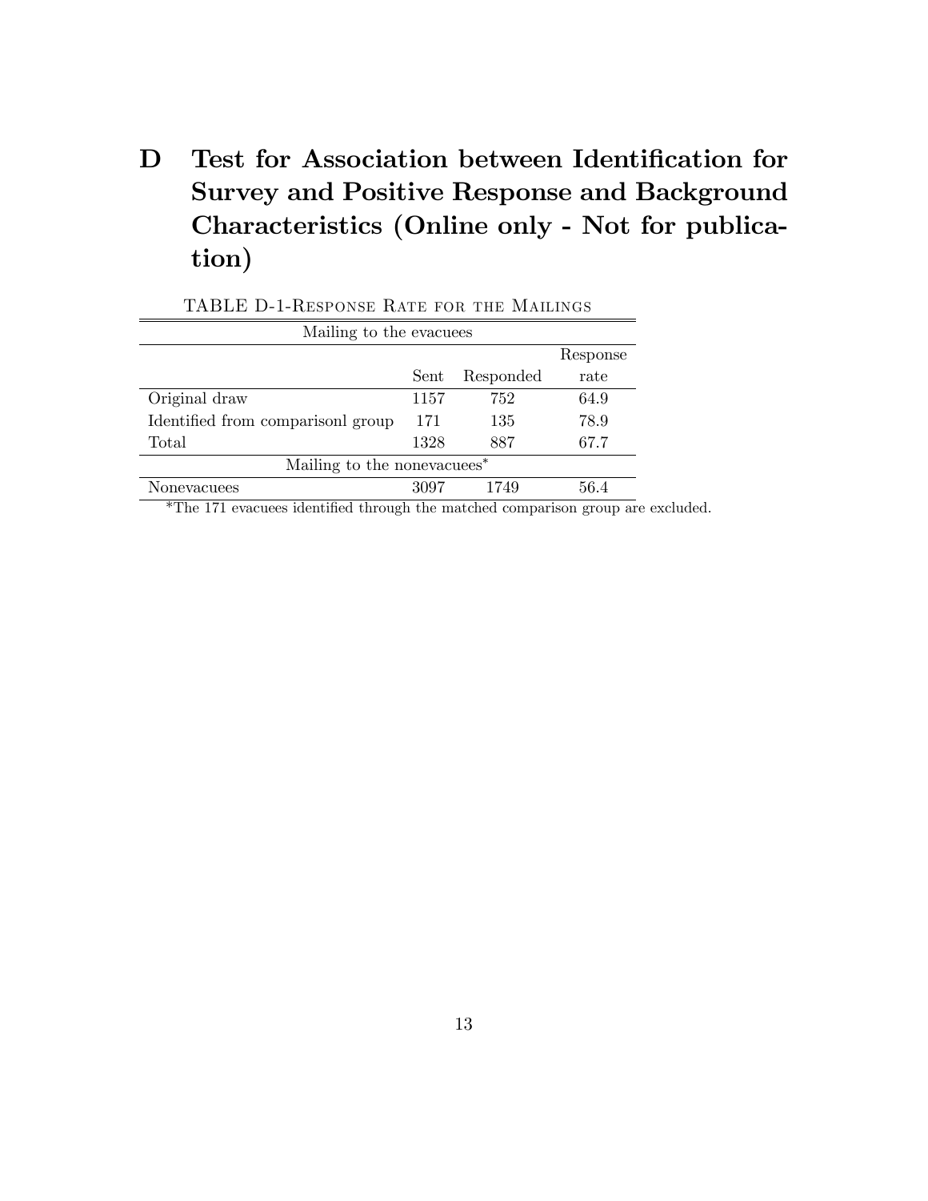# D Test for Association between Identification for Survey and Positive Response and Background Characteristics (Online only - Not for publication)

TABLE D-1-Response Rate for the Mailings

| Mailing to the evacuees | | | |
|---|---|---|---|
| | Sent | Responded | Response rate |
| Original draw | 1157 | 752 | 64.9 |
| Identified from comparisonl group | 171 | 135 | 78.9 |
| Total | 1328 | 887 | 67.7 |
| Mailing to the nonevacuees* | | | |
| Nonevacuees | 3097 | 1749 | 56.4 |

*The 171 evacuees identified through the matched comparison group are excluded.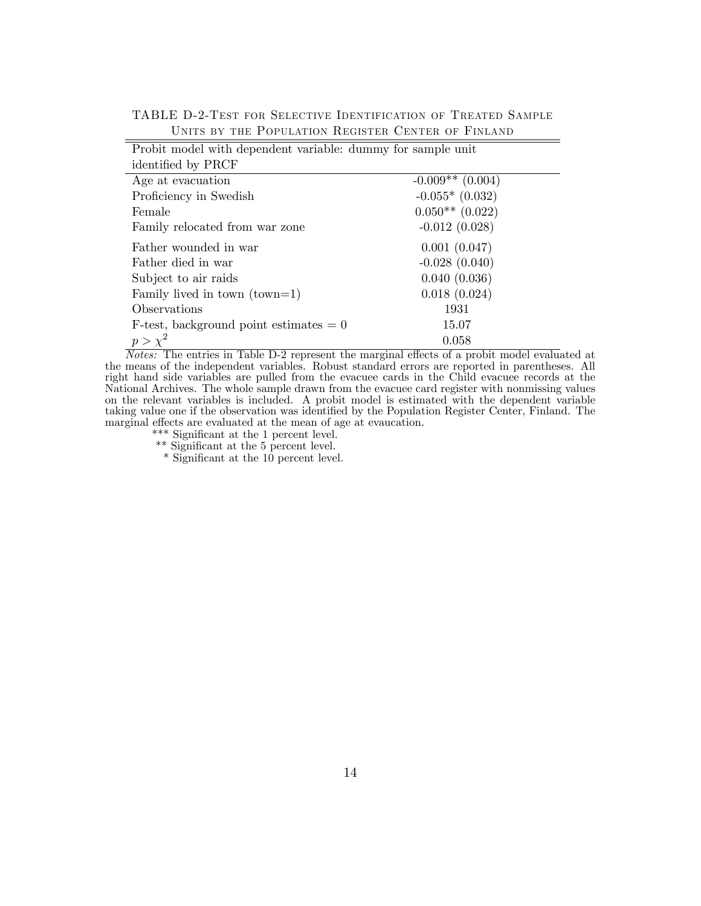TABLE D-2-Test for Selective Identification of Treated Sample Units by the Population Register Center of Finland

| Probit model with dependent variable: dummy for sample unit identified by PRCF | |
|---|---|
| Age at evacuation | -0.009** (0.004) |
| Proficiency in Swedish | -0.055* (0.032) |
| Female | 0.050** (0.022) |
| Family relocated from war zone | -0.012 (0.028) |
| Father wounded in war | 0.001 (0.047) |
| Father died in war | -0.028 (0.040) |
| Subject to air raids | 0.040 (0.036) |
| Family lived in town (town=1) | 0.018 (0.024) |
| Observations | 1931 |
| F-test, background point estimates = 0 | 15.07 |
| $p > \chi^2$ | 0.058 |

*Notes:* The entries in Table D-2 represent the marginal effects of a probit model evaluated at the means of the independent variables. Robust standard errors are reported in parentheses. All right hand side variables are pulled from the evacuee cards in the Child evacuee records at the National Archives. The whole sample drawn from the evacuee card register with nonmissing values on the relevant variables is included. A probit model is estimated with the dependent variable taking value one if the observation was identified by the Population Register Center, Finland. The marginal effects are evaluated at the mean of age at evaucation.

*** Significant at the 1 percent level.

** Significant at the 5 percent level.

* Significant at the 10 percent level.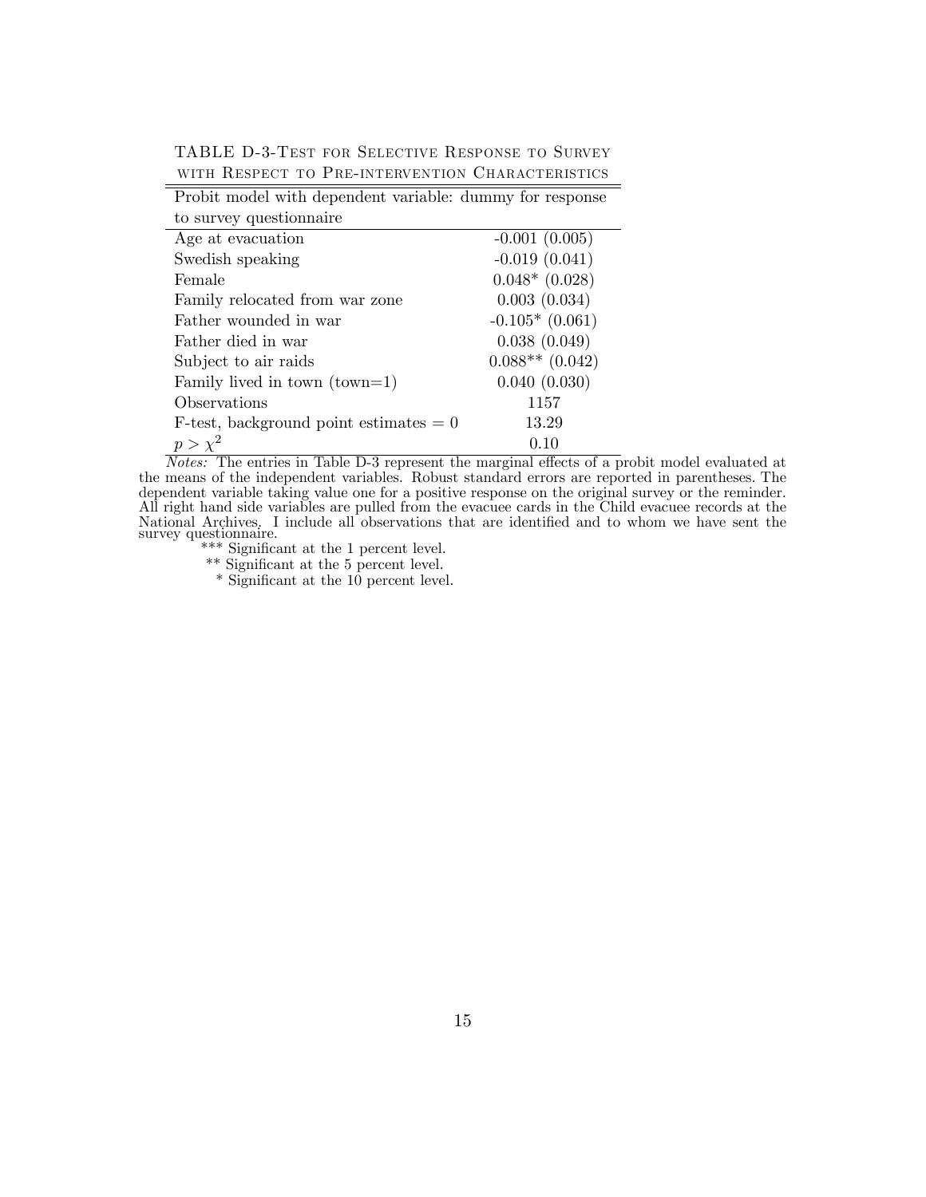TABLE D-3-Test for Selective Response to Survey with Respect to Pre-intervention Characteristics

| Probit model with dependent variable: dummy for response to survey questionnaire | |
|---|---|
| Age at evacuation | -0.001 (0.005) |
| Swedish speaking | -0.019 (0.041) |
| Female | 0.048* (0.028) |
| Family relocated from war zone | 0.003 (0.034) |
| Father wounded in war | -0.105* (0.061) |
| Father died in war | 0.038 (0.049) |
| Subject to air raids | 0.088** (0.042) |
| Family lived in town (town=1) | 0.040 (0.030) |
| Observations | 1157 |
| F-test, background point estimates = 0 | 13.29 |
| $p > \chi^2$ | 0.10 |

*Notes:* The entries in Table D-3 represent the marginal effects of a probit model evaluated at the means of the independent variables. Robust standard errors are reported in parentheses. The dependent variable taking value one for a positive response on the original survey or the reminder. All right hand side variables are pulled from the evacuee cards in the Child evacuee records at the National Archives. I include all observations that are identified and to whom we have sent the survey questionnaire.

*** Significant at the 1 percent level.

** Significant at the 5 percent level.

* Significant at the 10 percent level.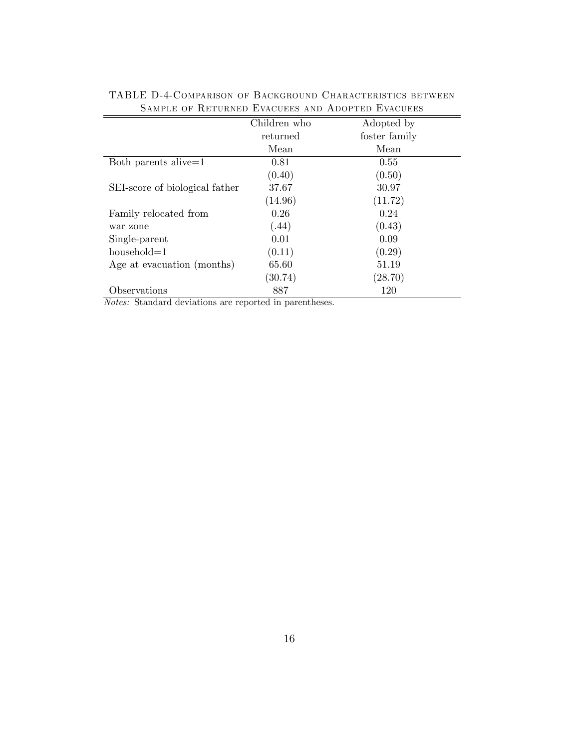TABLE D-4-Comparison of Background Characteristics between Sample of Returned Evacuees and Adopted Evacuees

| | Children who returned Mean | Adopted by foster family Mean |
|---|---|---|
| Both parents alive=1 | 0.81 | 0.55 |
| | (0.40) | (0.50) |
| SEI-score of biological father | 37.67 | 30.97 |
| | (14.96) | (11.72) |
| Family relocated from war zone | 0.26 | 0.24 |
| | (.44) | (0.43) |
| Single-parent household=1 | 0.01 | 0.09 |
| | (0.11) | (0.29) |
| Age at evacuation (months) | 65.60 | 51.19 |
| | (30.74) | (28.70) |
| Observations | 887 | 120 |

*Notes:* Standard deviations are reported in parentheses.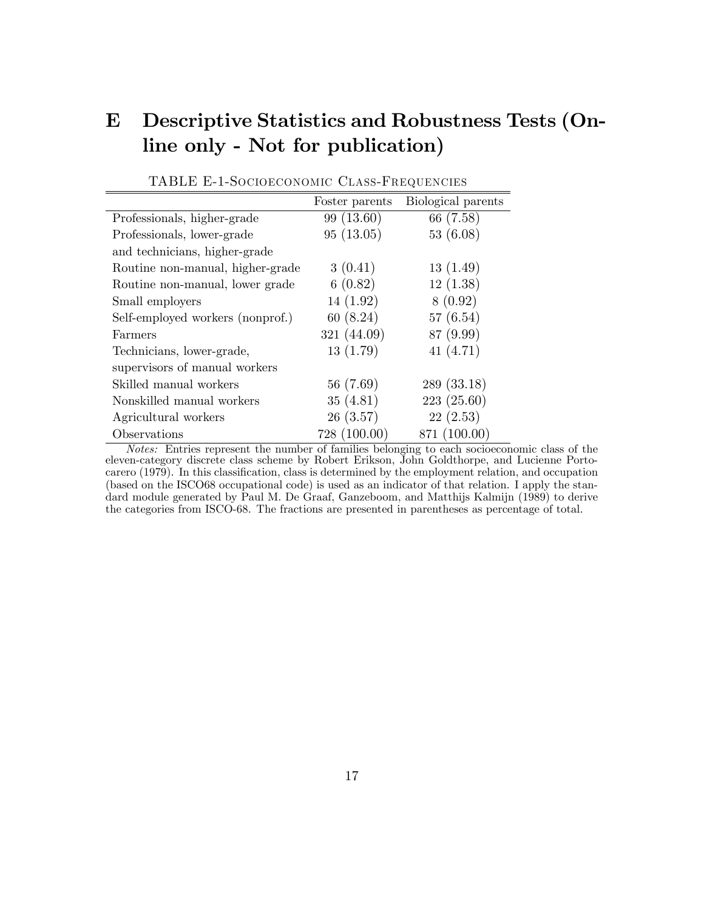# E Descriptive Statistics and Robustness Tests (Online only - Not for publication)

TABLE E-1-Socioeconomic Class-Frequencies

| | Foster parents | Biological parents |
|---|---|---|
| Professionals, higher-grade | 99 (13.60) | 66 (7.58) |
| Professionals, lower-grade and technicians, higher-grade | 95 (13.05) | 53 (6.08) |
| Routine non-manual, higher-grade | 3 (0.41) | 13 (1.49) |
| Routine non-manual, lower grade | 6 (0.82) | 12 (1.38) |
| Small employers | 14 (1.92) | 8 (0.92) |
| Self-employed workers (nonprof.) | 60 (8.24) | 57 (6.54) |
| Farmers | 321 (44.09) | 87 (9.99) |
| Technicians, lower-grade, supervisors of manual workers | 13 (1.79) | 41 (4.71) |
| Skilled manual workers | 56 (7.69) | 289 (33.18) |
| Nonskilled manual workers | 35 (4.81) | 223 (25.60) |
| Agricultural workers | 26 (3.57) | 22 (2.53) |
| Observations | 728 (100.00) | 871 (100.00) |

*Notes:* Entries represent the number of families belonging to each socioeconomic class of the eleven-category discrete class scheme by Robert Erikson, John Goldthorpe, and Lucienne Portocarero (1979). In this classification, class is determined by the employment relation, and occupation (based on the ISCO68 occupational code) is used as an indicator of that relation. I apply the standard module generated by Paul M. De Graaf, Ganzeboom, and Matthijs Kalmijn (1989) to derive the categories from ISCO-68. The fractions are presented in parentheses as percentage of total.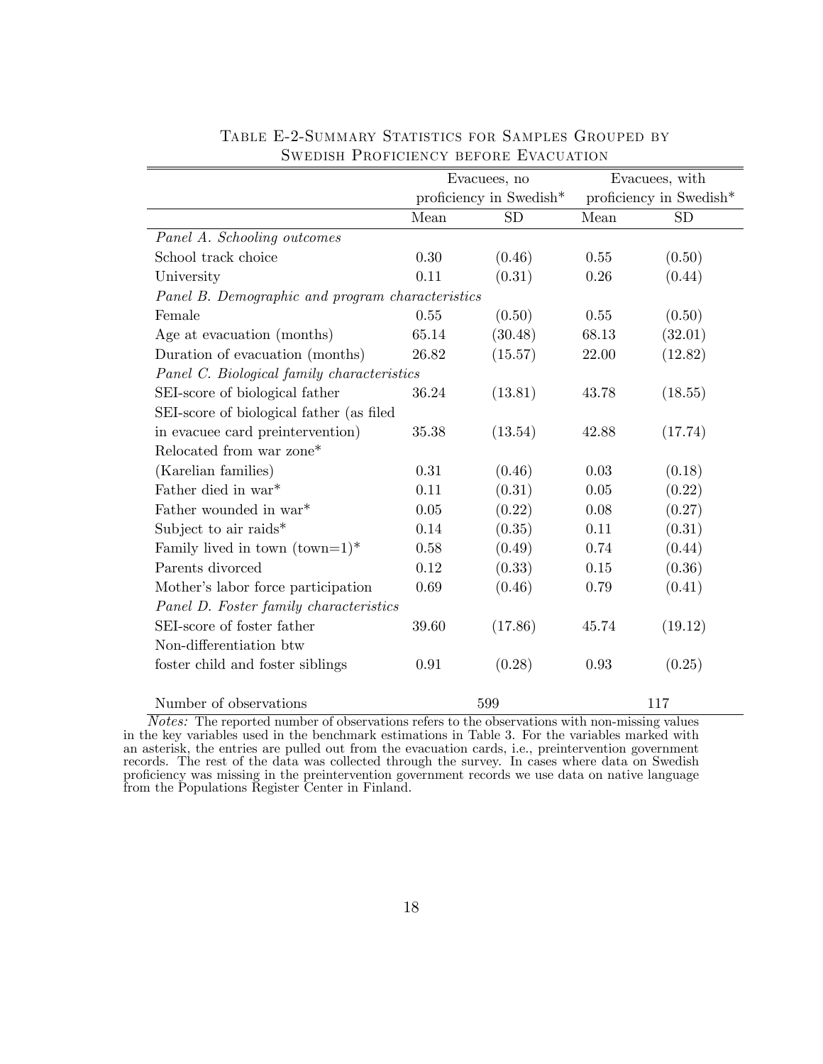Table E-2-Summary Statistics for Samples Grouped by Swedish Proficiency before Evacuation

| | Evacuees, no proficiency in Swedish* | | Evacuees, with proficiency in Swedish* | |
|---|---|---|---|---|
| | Mean | SD | Mean | SD |
| *Panel A. Schooling outcomes* | | | | |
| School track choice | 0.30 | (0.46) | 0.55 | (0.50) |
| University | 0.11 | (0.31) | 0.26 | (0.44) |
| *Panel B. Demographic and program characteristics* | | | | |
| Female | 0.55 | (0.50) | 0.55 | (0.50) |
| Age at evacuation (months) | 65.14 | (30.48) | 68.13 | (32.01) |
| Duration of evacuation (months) | 26.82 | (15.57) | 22.00 | (12.82) |
| *Panel C. Biological family characteristics* | | | | |
| SEI-score of biological father | 36.24 | (13.81) | 43.78 | (18.55) |
| SEI-score of biological father (as filed in evacuee card preintervention) | 35.38 | (13.54) | 42.88 | (17.74) |
| Relocated from war zone* (Karelian families) | 0.31 | (0.46) | 0.03 | (0.18) |
| Father died in war* | 0.11 | (0.31) | 0.05 | (0.22) |
| Father wounded in war* | 0.05 | (0.22) | 0.08 | (0.27) |
| Subject to air raids* | 0.14 | (0.35) | 0.11 | (0.31) |
| Family lived in town (town=1)* | 0.58 | (0.49) | 0.74 | (0.44) |
| Parents divorced | 0.12 | (0.33) | 0.15 | (0.36) |
| Mother's labor force participation | 0.69 | (0.46) | 0.79 | (0.41) |
| *Panel D. Foster family characteristics* | | | | |
| SEI-score of foster father | 39.60 | (17.86) | 45.74 | (19.12) |
| Non-differentiation btw foster child and foster siblings | 0.91 | (0.28) | 0.93 | (0.25) |
| Number of observations | 599 | | 117 | |

*Notes:* The reported number of observations refers to the observations with non-missing values in the key variables used in the benchmark estimations in Table 3. For the variables marked with an asterisk, the entries are pulled out from the evacuation cards, i.e., preintervention government records. The rest of the data was collected through the survey. In cases where data on Swedish proficiency was missing in the preintervention government records we use data on native language from the Populations Register Center in Finland.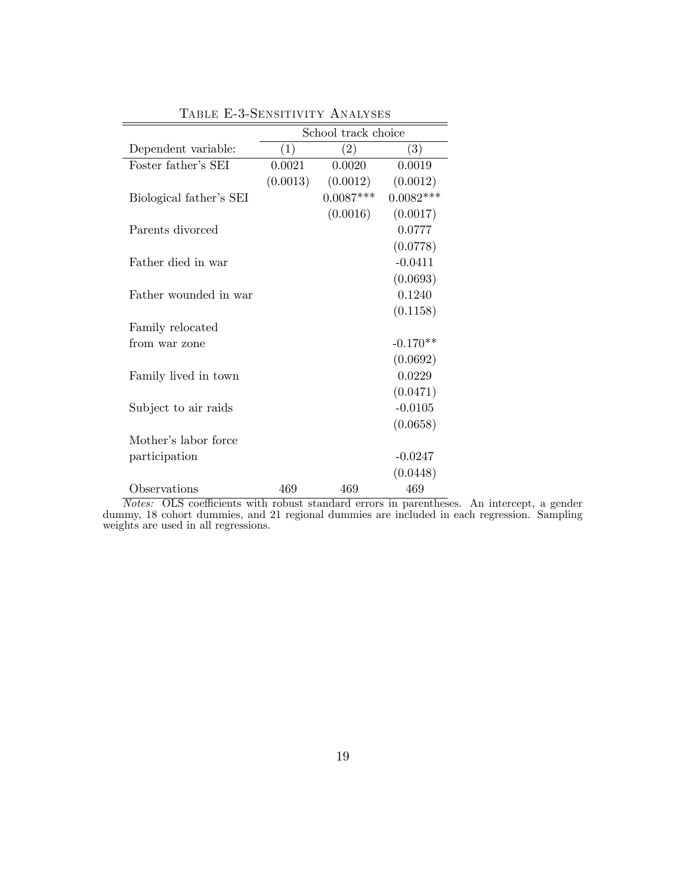Table E-3-Sensitivity Analyses

| | School track choice | | |
|---|---|---|---|
| Dependent variable: | (1) | (2) | (3) |
| Foster father's SEI | 0.0021 | 0.0020 | 0.0019 |
| | (0.0013) | (0.0012) | (0.0012) |
| Biological father's SEI | | 0.0087*** | 0.0082*** |
| | | (0.0016) | (0.0017) |
| Parents divorced | | | 0.0777 |
| | | | (0.0778) |
| Father died in war | | | -0.0411 |
| | | | (0.0693) |
| Father wounded in war | | | 0.1240 |
| | | | (0.1158) |
| Family relocated from war zone | | | -0.170** |
| | | | (0.0692) |
| Family lived in town | | | 0.0229 |
| | | | (0.0471) |
| Subject to air raids | | | -0.0105 |
| | | | (0.0658) |
| Mother's labor force participation | | | -0.0247 |
| | | | (0.0448) |
| Observations | 469 | 469 | 469 |

*Notes:* OLS coefficients with robust standard errors in parentheses. An intercept, a gender dummy, 18 cohort dummies, and 21 regional dummies are included in each regression. Sampling weights are used in all regressions.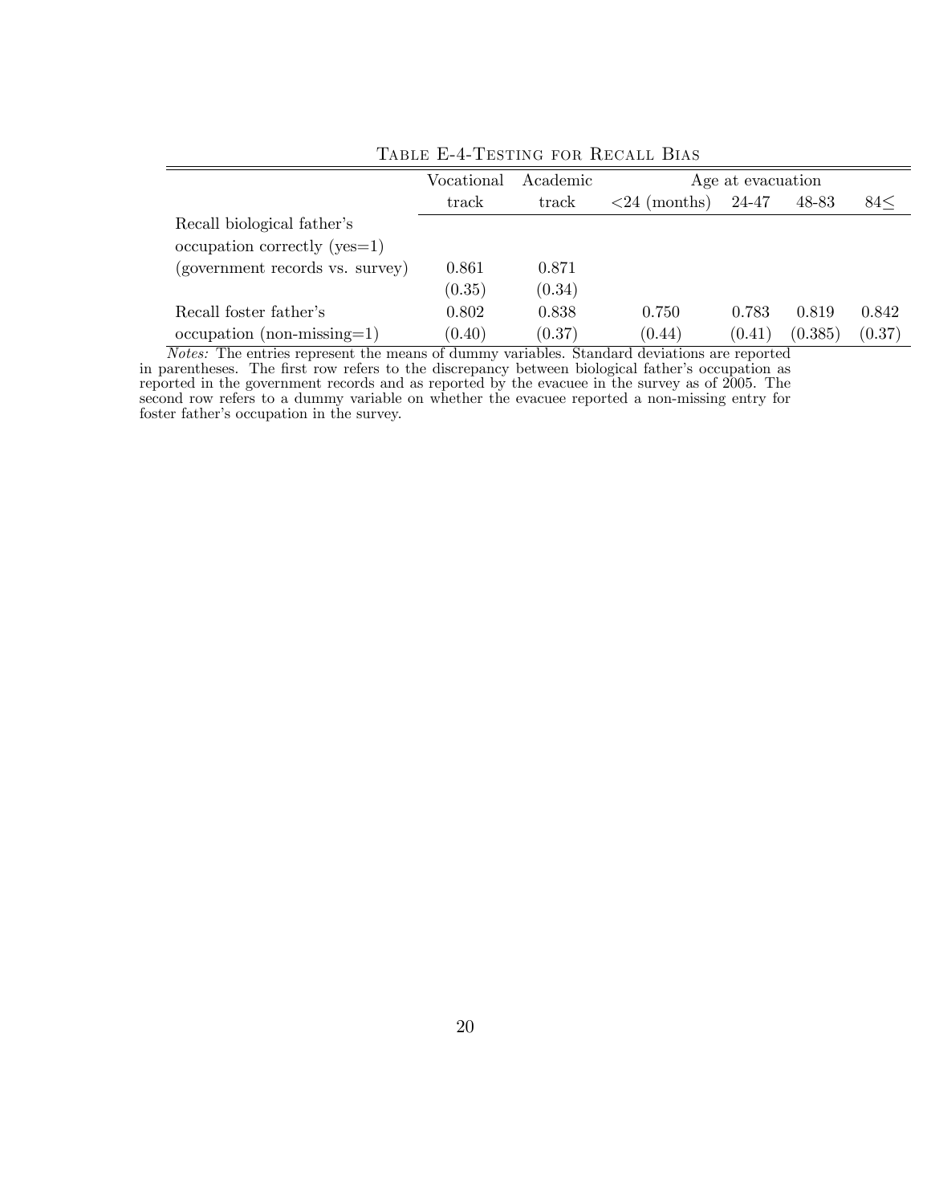Table E-4-Testing for Recall Bias

| | Vocational track | Academic track | Age at evacuation <24 (months) | 24-47 | 48-83 | 84≤ |
|---|---|---|---|---|---|---|
| Recall biological father's occupation correctly (yes=1) (government records vs. survey) | 0.861 | 0.871 | | | | |
| | (0.35) | (0.34) | | | | |
| Recall foster father's occupation (non-missing=1) | 0.802 | 0.838 | 0.750 | 0.783 | 0.819 | 0.842 |
| | (0.40) | (0.37) | (0.44) | (0.41) | (0.385) | (0.37) |

*Notes:* The entries represent the means of dummy variables. Standard deviations are reported in parentheses. The first row refers to the discrepancy between biological father's occupation as reported in the government records and as reported by the evacuee in the survey as of 2005. The second row refers to a dummy variable on whether the evacuee reported a non-missing entry for foster father's occupation in the survey.